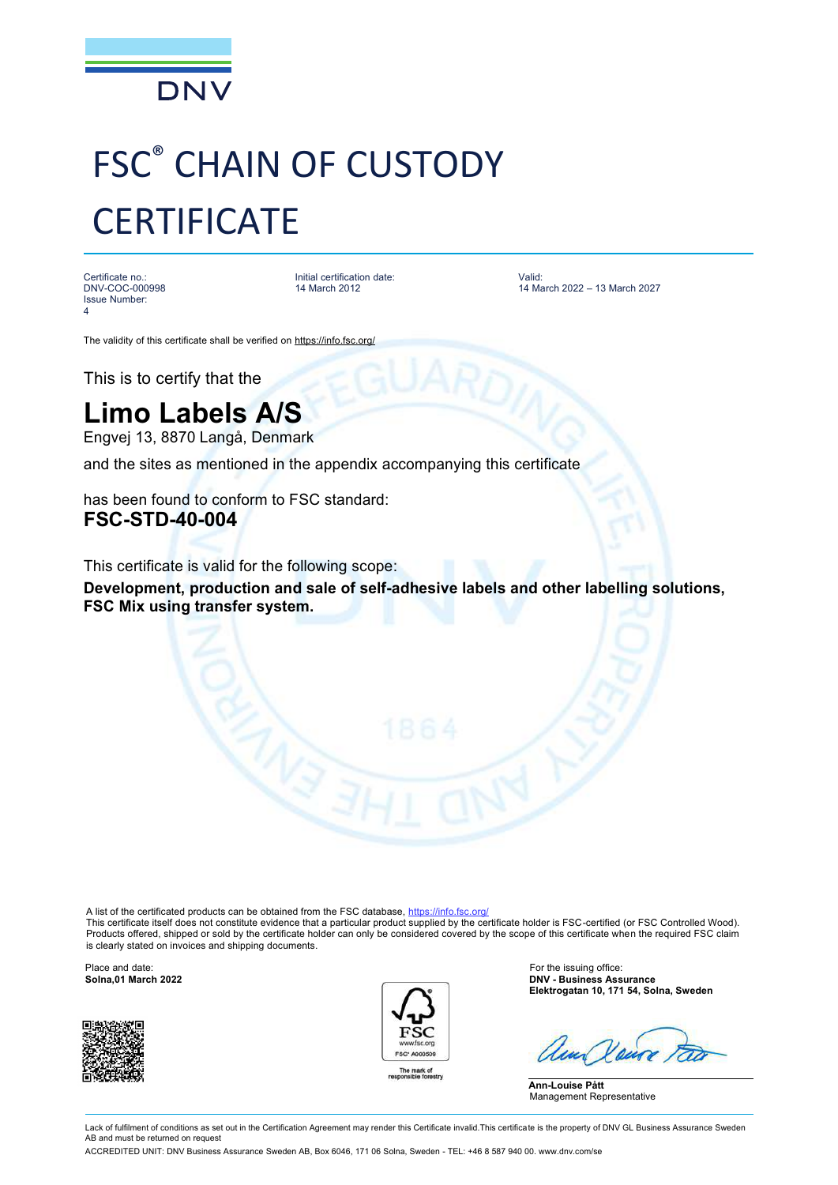# FSC® CHAIN OF CUSTODY CERTIFICATE

Certificate no.:
DNV-COC-000998
Issue Number:
4

Initial certification date:
14 March 2012

Valid:
14 March 2022 – 13 March 2027

The validity of this certificate shall be verified on https://info.fsc.org/

This is to certify that the

## Limo Labels A/S

Engvej 13, 8870 Langå, Denmark

and the sites as mentioned in the appendix accompanying this certificate

has been found to conform to FSC standard:

**FSC-STD-40-004**

This certificate is valid for the following scope:

**Development, production and sale of self-adhesive labels and other labelling solutions, FSC Mix using transfer system.**

A list of the certificated products can be obtained from the FSC database, https://info.fsc.org/
This certificate itself does not constitute evidence that a particular product supplied by the certificate holder is FSC-certified (or FSC Controlled Wood). Products offered, shipped or sold by the certificate holder can only be considered covered by the scope of this certificate when the required FSC claim is clearly stated on invoices and shipping documents.

Place and date:
**Solna,01 March 2022**

FSC www.fsc.org FSC® A000509
The mark of responsible forestry

For the issuing office:
**DNV - Business Assurance**
**Elektrogatan 10, 171 54, Solna, Sweden**

**Ann-Louise Pått**
Management Representative

Lack of fulfilment of conditions as set out in the Certification Agreement may render this Certificate invalid.This certificate is the property of DNV GL Business Assurance Sweden AB and must be returned on request

ACCREDITED UNIT: DNV Business Assurance Sweden AB, Box 6046, 171 06 Solna, Sweden - TEL: +46 8 587 940 00. www.dnv.com/se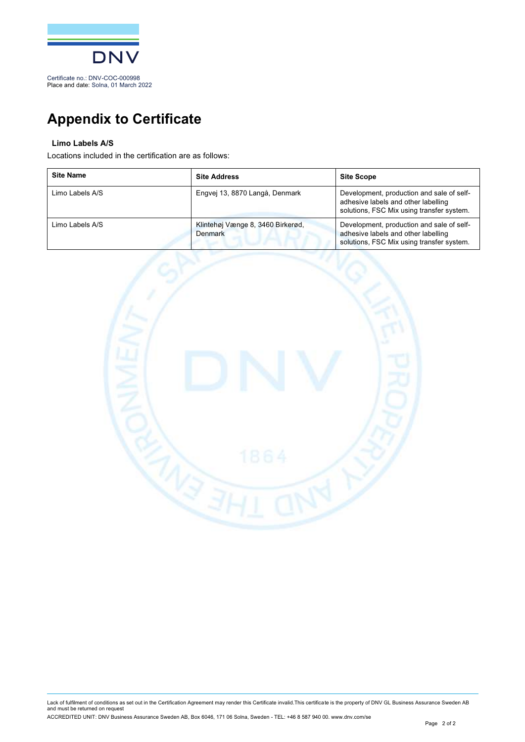Certificate no.: DNV-COC-000998
Place and date: Solna, 01 March 2022

# Appendix to Certificate

**Limo Labels A/S**

Locations included in the certification are as follows:

| Site Name | Site Address | Site Scope |
|---|---|---|
| Limo Labels A/S | Engvej 13, 8870 Langå, Denmark | Development, production and sale of self-adhesive labels and other labelling solutions, FSC Mix using transfer system. |
| Limo Labels A/S | Klintehøj Vænge 8, 3460 Birkerød, Denmark | Development, production and sale of self-adhesive labels and other labelling solutions, FSC Mix using transfer system. |

Lack of fulfilment of conditions as set out in the Certification Agreement may render this Certificate invalid. This certificate is the property of DNV GL Business Assurance Sweden AB and must be returned on request

ACCREDITED UNIT: DNV Business Assurance Sweden AB, Box 6046, 171 06 Solna, Sweden - TEL: +46 8 587 940 00. www.dnv.com/se